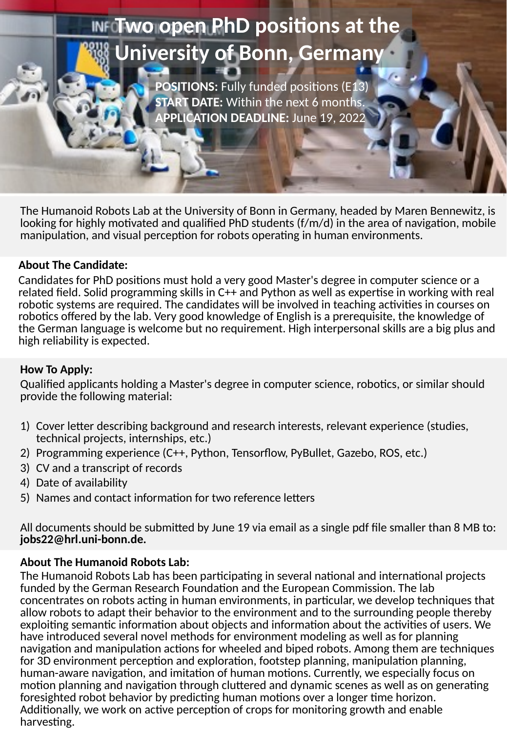# Two open PhD positions at the University of Bonn, Germany

**POSITIONS:** Fully funded positions (E13)
**START DATE:** Within the next 6 months.
**APPLICATION DEADLINE:** June 19, 2022

The Humanoid Robots Lab at the University of Bonn in Germany, headed by Maren Bennewitz, is looking for highly motivated and qualified PhD students (f/m/d) in the area of navigation, mobile manipulation, and visual perception for robots operating in human environments.

**About The Candidate:**

Candidates for PhD positions must hold a very good Master's degree in computer science or a related field. Solid programming skills in C++ and Python as well as expertise in working with real robotic systems are required. The candidates will be involved in teaching activities in courses on robotics offered by the lab. Very good knowledge of English is a prerequisite, the knowledge of the German language is welcome but no requirement. High interpersonal skills are a big plus and high reliability is expected.

**How To Apply:**

Qualified applicants holding a Master's degree in computer science, robotics, or similar should provide the following material:

1) Cover letter describing background and research interests, relevant experience (studies, technical projects, internships, etc.)
2) Programming experience (C++, Python, Tensorflow, PyBullet, Gazebo, ROS, etc.)
3) CV and a transcript of records
4) Date of availability
5) Names and contact information for two reference letters

All documents should be submitted by June 19 via email as a single pdf file smaller than 8 MB to: **jobs22@hrl.uni-bonn.de.**

**About The Humanoid Robots Lab:**

The Humanoid Robots Lab has been participating in several national and international projects funded by the German Research Foundation and the European Commission. The lab concentrates on robots acting in human environments, in particular, we develop techniques that allow robots to adapt their behavior to the environment and to the surrounding people thereby exploiting semantic information about objects and information about the activities of users. We have introduced several novel methods for environment modeling as well as for planning navigation and manipulation actions for wheeled and biped robots. Among them are techniques for 3D environment perception and exploration, footstep planning, manipulation planning, human-aware navigation, and imitation of human motions. Currently, we especially focus on motion planning and navigation through cluttered and dynamic scenes as well as on generating foresighted robot behavior by predicting human motions over a longer time horizon. Additionally, we work on active perception of crops for monitoring growth and enable harvesting.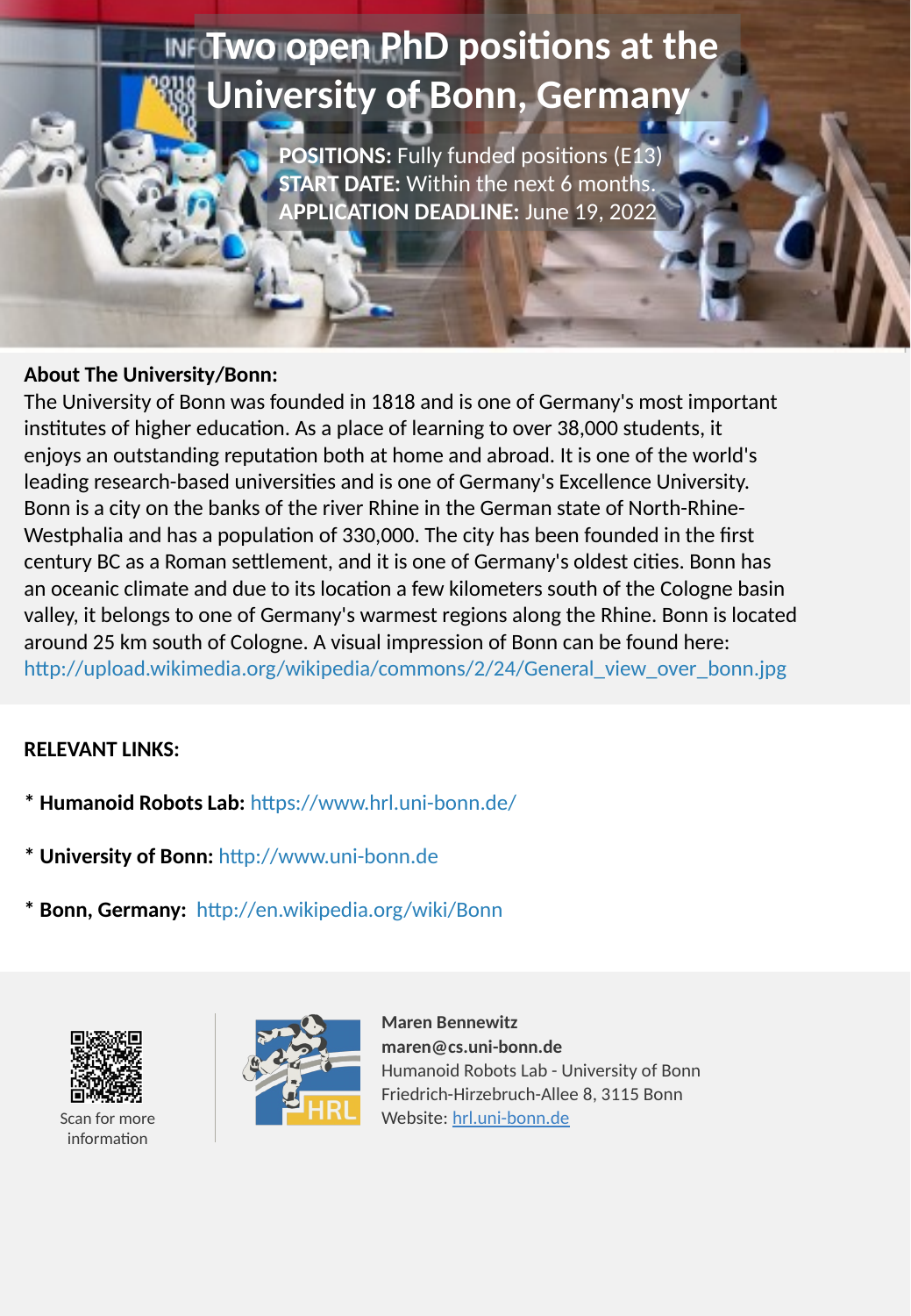# Two open PhD positions at the University of Bonn, Germany

**POSITIONS:** Fully funded positions (E13)
**START DATE:** Within the next 6 months.
**APPLICATION DEADLINE:** June 19, 2022

**About The University/Bonn:**
The University of Bonn was founded in 1818 and is one of Germany's most important institutes of higher education. As a place of learning to over 38,000 students, it enjoys an outstanding reputation both at home and abroad. It is one of the world's leading research-based universities and is one of Germany's Excellence University. Bonn is a city on the banks of the river Rhine in the German state of North-Rhine-Westphalia and has a population of 330,000. The city has been founded in the first century BC as a Roman settlement, and it is one of Germany's oldest cities. Bonn has an oceanic climate and due to its location a few kilometers south of the Cologne basin valley, it belongs to one of Germany's warmest regions along the Rhine. Bonn is located around 25 km south of Cologne. A visual impression of Bonn can be found here: http://upload.wikimedia.org/wikipedia/commons/2/24/General_view_over_bonn.jpg

**RELEVANT LINKS:**

* **Humanoid Robots Lab:** https://www.hrl.uni-bonn.de/
* **University of Bonn:** http://www.uni-bonn.de
* **Bonn, Germany:** http://en.wikipedia.org/wiki/Bonn

Scan for more information

**Maren Bennewitz**
**maren@cs.uni-bonn.de**
Humanoid Robots Lab - University of Bonn
Friedrich-Hirzebruch-Allee 8, 3115 Bonn
Website: hrl.uni-bonn.de